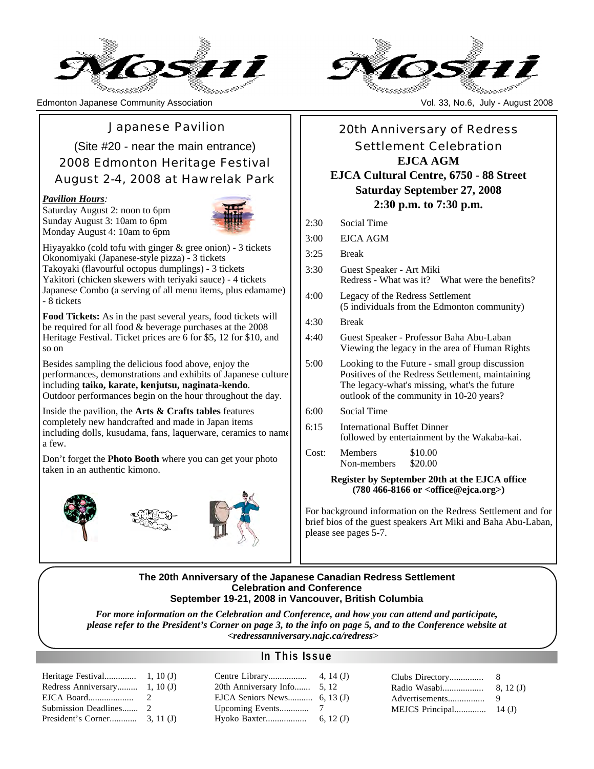# Moshi

Edmonton Japanese Community Association

Vol. 33, No.6, July - August 2008

## Japanese Pavilion

(Site #20 - near the main entrance)

2008 Edmonton Heritage Festival

August 2-4, 2008 at Hawrelak Park

***Pavilion Hours**:*

Saturday August 2: noon to 6pm
Sunday August 3: 10am to 6pm
Monday August 4: 10am to 6pm

Hiyayakko (cold tofu with ginger & gree onion) - 3 tickets
Okonomiyaki (Japanese-style pizza) - 3 tickets
Takoyaki (flavourful octopus dumplings) - 3 tickets
Yakitori (chicken skewers with teriyaki sauce) - 4 tickets
Japanese Combo (a serving of all menu items, plus edamame) - 8 tickets

**Food Tickets:** As in the past several years, food tickets will be required for all food & beverage purchases at the 2008 Heritage Festival. Ticket prices are 6 for $5, 12 for $10, and so on

Besides sampling the delicious food above, enjoy the performances, demonstrations and exhibits of Japanese culture including **taiko, karate, kenjutsu, naginata-kendo**. Outdoor performances begin on the hour throughout the day.

Inside the pavilion, the **Arts & Crafts tables** features completely new handcrafted and made in Japan items including dolls, kusudama, fans, laquerware, ceramics to name a few.

Don't forget the **Photo Booth** where you can get your photo taken in an authentic kimono.

## 20th Anniversary of Redress Settlement Celebration

**EJCA AGM**

**EJCA Cultural Centre, 6750 - 88 Street**

**Saturday September 27, 2008**

**2:30 p.m. to 7:30 p.m.**

| | |
|---|---|
| 2:30 | Social Time |
| 3:00 | EJCA AGM |
| 3:25 | Break |
| 3:30 | Guest Speaker - Art Miki<br>Redress - What was it? What were the benefits? |
| 4:00 | Legacy of the Redress Settlement<br>(5 individuals from the Edmonton community) |
| 4:30 | Break |
| 4:40 | Guest Speaker - Professor Baha Abu-Laban<br>Viewing the legacy in the area of Human Rights |
| 5:00 | Looking to the Future - small group discussion<br>Positives of the Redress Settlement, maintaining The legacy-what's missing, what's the future outlook of the community in 10-20 years? |
| 6:00 | Social Time |
| 6:15 | International Buffet Dinner<br>followed by entertainment by the Wakaba-kai. |
| Cost: | Members $10.00<br>Non-members $20.00 |

**Register by September 20th at the EJCA office (780 466-8166 or <office@ejca.org>)**

For background information on the Redress Settlement and for brief bios of the guest speakers Art Miki and Baha Abu-Laban, please see pages 5-7.

**The 20th Anniversary of the Japanese Canadian Redress Settlement Celebration and Conference**
**September 19-21, 2008 in Vancouver, British Columbia**

***For more information on the Celebration and Conference, and how you can attend and participate, please refer to the President's Corner on page 3, to the info on page 5, and to the Conference website at <redressanniversary.najc.ca/redress>***

## In This Issue

| | |
|---|---|
| Heritage Festival | 1, 10 (J) |
| Redress Anniversary | 1, 10 (J) |
| EJCA Board | 2 |
| Submission Deadlines | 2 |
| President's Corner | 3, 11 (J) |
| Centre Library | 4, 14 (J) |
| 20th Anniversary Info | 5, 12 |
| EJCA Seniors News | 6, 13 (J) |
| Upcoming Events | 7 |
| Hyoko Baxter | 6, 12 (J) |
| Clubs Directory | 8 |
| Radio Wasabi | 8, 12 (J) |
| Advertisements | 9 |
| MEJCS Principal | 14 (J) |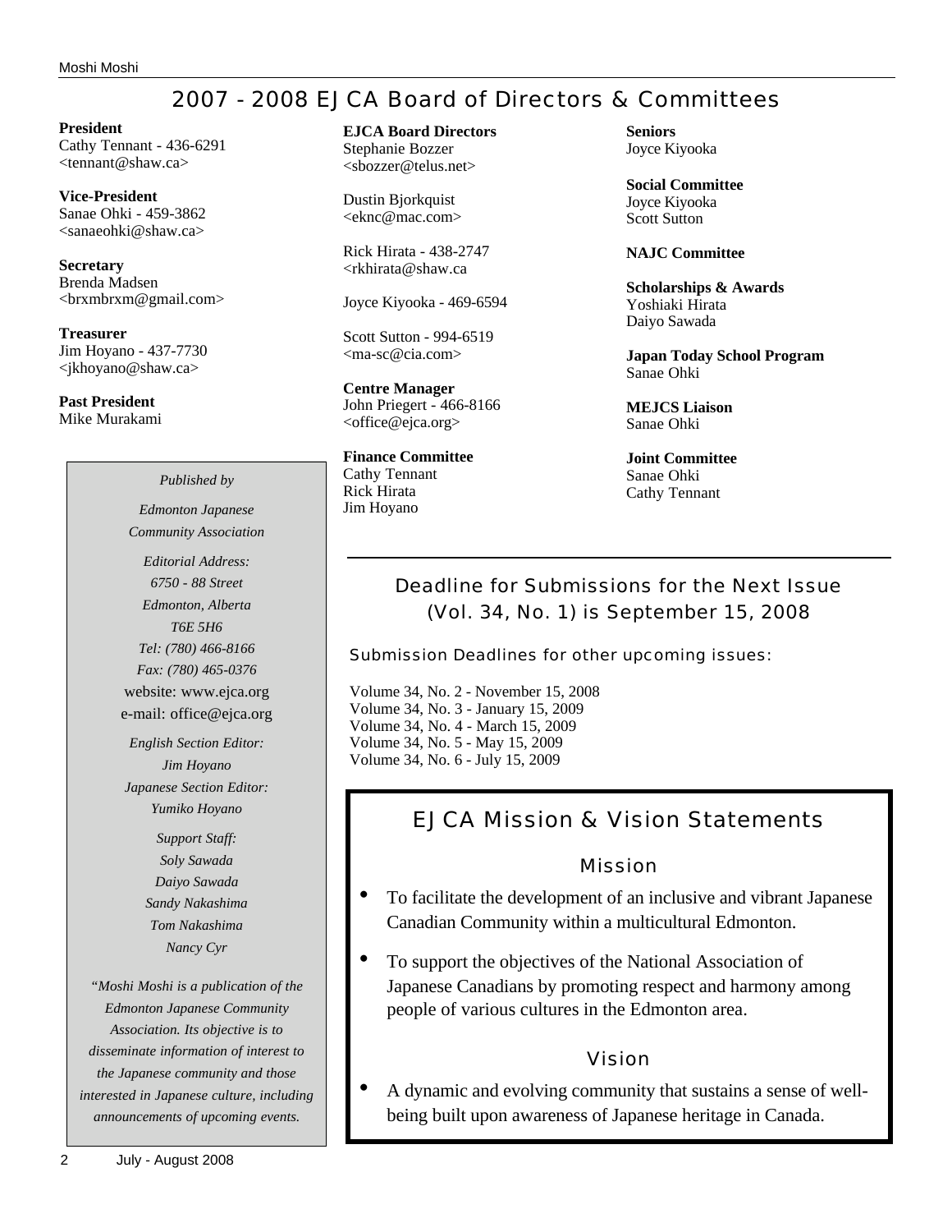# 2007 - 2008 EJCA Board of Directors & Committees

**President**
Cathy Tennant - 436-6291
<tennant@shaw.ca>

**Vice-President**
Sanae Ohki - 459-3862
<sanaeohki@shaw.ca>

**Secretary**
Brenda Madsen
<brxmbrxm@gmail.com>

**Treasurer**
Jim Hoyano - 437-7730
<jkhoyano@shaw.ca>

**Past President**
Mike Murakami

**EJCA Board Directors**
Stephanie Bozzer
<sbozzer@telus.net>

Dustin Bjorkquist
<eknc@mac.com>

Rick Hirata - 438-2747
<rkhirata@shaw.ca

Joyce Kiyooka - 469-6594

Scott Sutton - 994-6519
<ma-sc@cia.com>

**Centre Manager**
John Priegert - 466-8166
<office@ejca.org>

**Finance Committee**
Cathy Tennant
Rick Hirata
Jim Hoyano

**Seniors**
Joyce Kiyooka

**Social Committee**
Joyce Kiyooka
Scott Sutton

**NAJC Committee**

**Scholarships & Awards**
Yoshiaki Hirata
Daiyo Sawada

**Japan Today School Program**
Sanae Ohki

**MEJCS Liaison**
Sanae Ohki

**Joint Committee**
Sanae Ohki
Cathy Tennant

*Published by*

*Edmonton Japanese Community Association*

*Editorial Address:*
*6750 - 88 Street*
*Edmonton, Alberta*
*T6E 5H6*
*Tel: (780) 466-8166*
*Fax: (780) 465-0376*
website: www.ejca.org
e-mail: office@ejca.org

*English Section Editor:*
*Jim Hoyano*
*Japanese Section Editor:*
*Yumiko Hoyano*

*Support Staff:*
*Soly Sawada*
*Daiyo Sawada*
*Sandy Nakashima*
*Tom Nakashima*
*Nancy Cyr*

*"Moshi Moshi is a publication of the Edmonton Japanese Community Association. Its objective is to disseminate information of interest to the Japanese community and those interested in Japanese culture, including announcements of upcoming events.*

## Deadline for Submissions for the Next Issue (Vol. 34, No. 1) is September 15, 2008

Submission Deadlines for other upcoming issues:

Volume 34, No. 2 - November 15, 2008
Volume 34, No. 3 - January 15, 2009
Volume 34, No. 4 - March 15, 2009
Volume 34, No. 5 - May 15, 2009
Volume 34, No. 6 - July 15, 2009

## EJCA Mission & Vision Statements

### Mission

- To facilitate the development of an inclusive and vibrant Japanese Canadian Community within a multicultural Edmonton.
- To support the objectives of the National Association of Japanese Canadians by promoting respect and harmony among people of various cultures in the Edmonton area.

### Vision

- A dynamic and evolving community that sustains a sense of well-being built upon awareness of Japanese heritage in Canada.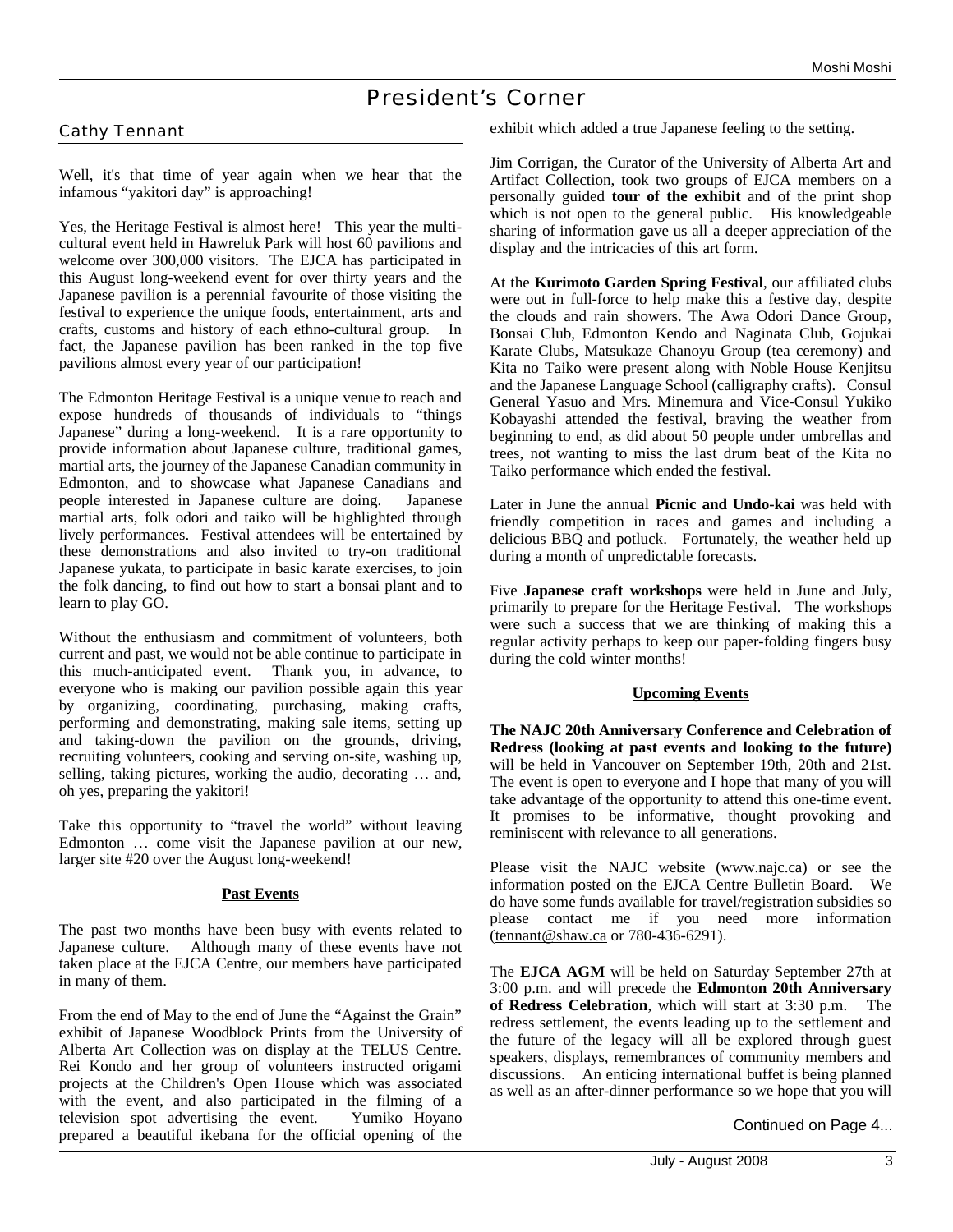# President's Corner

## Cathy Tennant

Well, it's that time of year again when we hear that the infamous "yakitori day" is approaching!

Yes, the Heritage Festival is almost here! This year the multi-cultural event held in Hawreluk Park will host 60 pavilions and welcome over 300,000 visitors. The EJCA has participated in this August long-weekend event for over thirty years and the Japanese pavilion is a perennial favourite of those visiting the festival to experience the unique foods, entertainment, arts and crafts, customs and history of each ethno-cultural group. In fact, the Japanese pavilion has been ranked in the top five pavilions almost every year of our participation!

The Edmonton Heritage Festival is a unique venue to reach and expose hundreds of thousands of individuals to "things Japanese" during a long-weekend. It is a rare opportunity to provide information about Japanese culture, traditional games, martial arts, the journey of the Japanese Canadian community in Edmonton, and to showcase what Japanese Canadians and people interested in Japanese culture are doing. Japanese martial arts, folk odori and taiko will be highlighted through lively performances. Festival attendees will be entertained by these demonstrations and also invited to try-on traditional Japanese yukata, to participate in basic karate exercises, to join the folk dancing, to find out how to start a bonsai plant and to learn to play GO.

Without the enthusiasm and commitment of volunteers, both current and past, we would not be able continue to participate in this much-anticipated event. Thank you, in advance, to everyone who is making our pavilion possible again this year by organizing, coordinating, purchasing, making crafts, performing and demonstrating, making sale items, setting up and taking-down the pavilion on the grounds, driving, recruiting volunteers, cooking and serving on-site, washing up, selling, taking pictures, working the audio, decorating … and, oh yes, preparing the yakitori!

Take this opportunity to "travel the world" without leaving Edmonton … come visit the Japanese pavilion at our new, larger site #20 over the August long-weekend!

**Past Events**

The past two months have been busy with events related to Japanese culture. Although many of these events have not taken place at the EJCA Centre, our members have participated in many of them.

From the end of May to the end of June the "Against the Grain" exhibit of Japanese Woodblock Prints from the University of Alberta Art Collection was on display at the TELUS Centre. Rei Kondo and her group of volunteers instructed origami projects at the Children's Open House which was associated with the event, and also participated in the filming of a television spot advertising the event. Yumiko Hoyano prepared a beautiful ikebana for the official opening of the exhibit which added a true Japanese feeling to the setting.

Jim Corrigan, the Curator of the University of Alberta Art and Artifact Collection, took two groups of EJCA members on a personally guided **tour of the exhibit** and of the print shop which is not open to the general public. His knowledgeable sharing of information gave us all a deeper appreciation of the display and the intricacies of this art form.

At the **Kurimoto Garden Spring Festival**, our affiliated clubs were out in full-force to help make this a festive day, despite the clouds and rain showers. The Awa Odori Dance Group, Bonsai Club, Edmonton Kendo and Naginata Club, Gojukai Karate Clubs, Matsukaze Chanoyu Group (tea ceremony) and Kita no Taiko were present along with Noble House Kenjitsu and the Japanese Language School (calligraphy crafts). Consul General Yasuo and Mrs. Minemura and Vice-Consul Yukiko Kobayashi attended the festival, braving the weather from beginning to end, as did about 50 people under umbrellas and trees, not wanting to miss the last drum beat of the Kita no Taiko performance which ended the festival.

Later in June the annual **Picnic and Undo-kai** was held with friendly competition in races and games and including a delicious BBQ and potluck. Fortunately, the weather held up during a month of unpredictable forecasts.

Five **Japanese craft workshops** were held in June and July, primarily to prepare for the Heritage Festival. The workshops were such a success that we are thinking of making this a regular activity perhaps to keep our paper-folding fingers busy during the cold winter months!

**Upcoming Events**

**The NAJC 20th Anniversary Conference and Celebration of Redress (looking at past events and looking to the future)** will be held in Vancouver on September 19th, 20th and 21st. The event is open to everyone and I hope that many of you will take advantage of the opportunity to attend this one-time event. It promises to be informative, thought provoking and reminiscent with relevance to all generations.

Please visit the NAJC website (www.najc.ca) or see the information posted on the EJCA Centre Bulletin Board. We do have some funds available for travel/registration subsidies so please contact me if you need more information (tennant@shaw.ca or 780-436-6291).

The **EJCA AGM** will be held on Saturday September 27th at 3:00 p.m. and will precede the **Edmonton 20th Anniversary of Redress Celebration**, which will start at 3:30 p.m. The redress settlement, the events leading up to the settlement and the future of the legacy will all be explored through guest speakers, displays, remembrances of community members and discussions. An enticing international buffet is being planned as well as an after-dinner performance so we hope that you will

Continued on Page 4...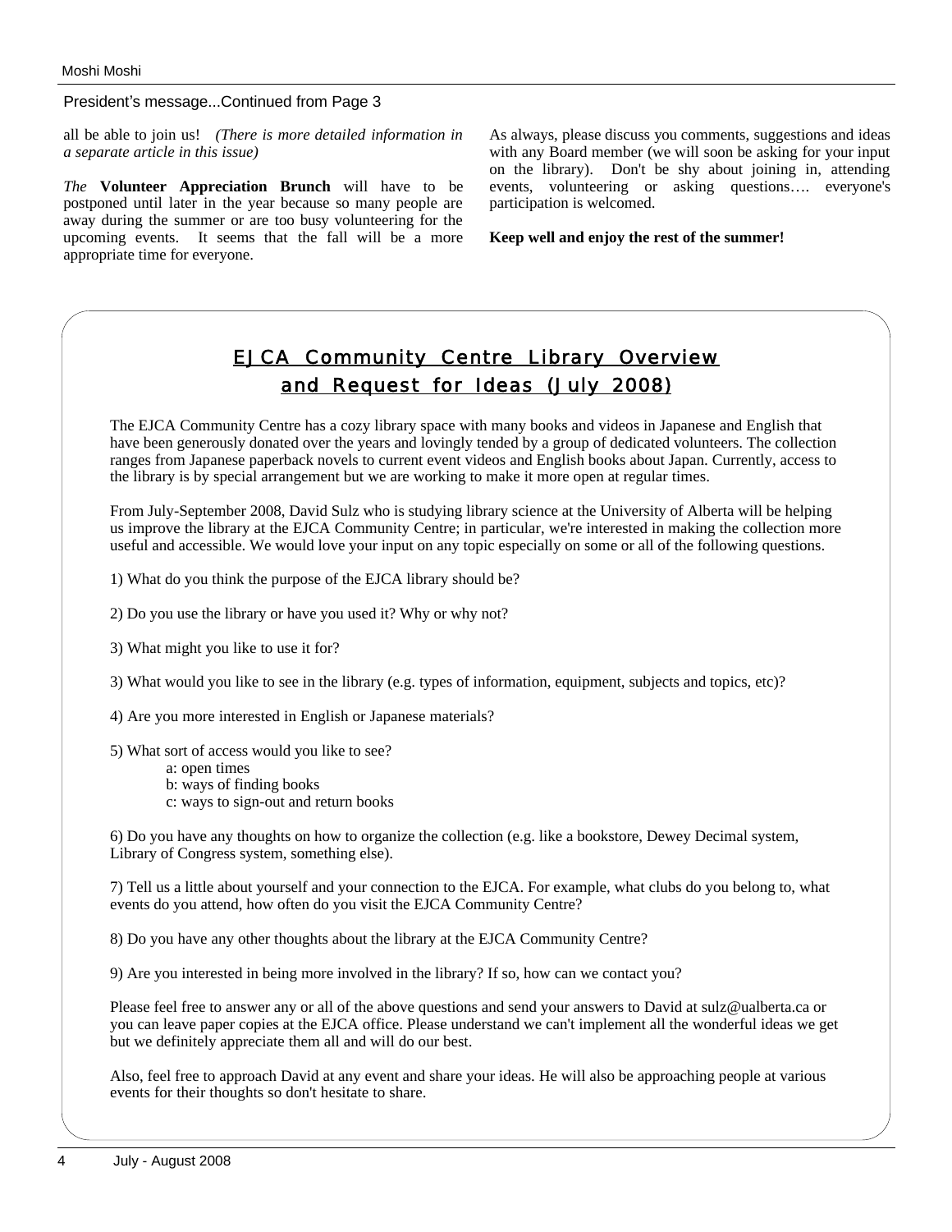President's message...Continued from Page 3

all be able to join us! *(There is more detailed information in a separate article in this issue)*

*The* **Volunteer Appreciation Brunch** will have to be postponed until later in the year because so many people are away during the summer or are too busy volunteering for the upcoming events. It seems that the fall will be a more appropriate time for everyone.

As always, please discuss you comments, suggestions and ideas with any Board member (we will soon be asking for your input on the library). Don't be shy about joining in, attending events, volunteering or asking questions…. everyone's participation is welcomed.

**Keep well and enjoy the rest of the summer!**

## EJCA Community Centre Library Overview and Request for Ideas (July 2008)

The EJCA Community Centre has a cozy library space with many books and videos in Japanese and English that have been generously donated over the years and lovingly tended by a group of dedicated volunteers. The collection ranges from Japanese paperback novels to current event videos and English books about Japan. Currently, access to the library is by special arrangement but we are working to make it more open at regular times.

From July-September 2008, David Sulz who is studying library science at the University of Alberta will be helping us improve the library at the EJCA Community Centre; in particular, we're interested in making the collection more useful and accessible. We would love your input on any topic especially on some or all of the following questions.

1) What do you think the purpose of the EJCA library should be?

2) Do you use the library or have you used it? Why or why not?

3) What might you like to use it for?

3) What would you like to see in the library (e.g. types of information, equipment, subjects and topics, etc)?

4) Are you more interested in English or Japanese materials?

5) What sort of access would you like to see?
- a: open times
- b: ways of finding books
- c: ways to sign-out and return books

6) Do you have any thoughts on how to organize the collection (e.g. like a bookstore, Dewey Decimal system, Library of Congress system, something else).

7) Tell us a little about yourself and your connection to the EJCA. For example, what clubs do you belong to, what events do you attend, how often do you visit the EJCA Community Centre?

8) Do you have any other thoughts about the library at the EJCA Community Centre?

9) Are you interested in being more involved in the library? If so, how can we contact you?

Please feel free to answer any or all of the above questions and send your answers to David at sulz@ualberta.ca or you can leave paper copies at the EJCA office. Please understand we can't implement all the wonderful ideas we get but we definitely appreciate them all and will do our best.

Also, feel free to approach David at any event and share your ideas. He will also be approaching people at various events for their thoughts so don't hesitate to share.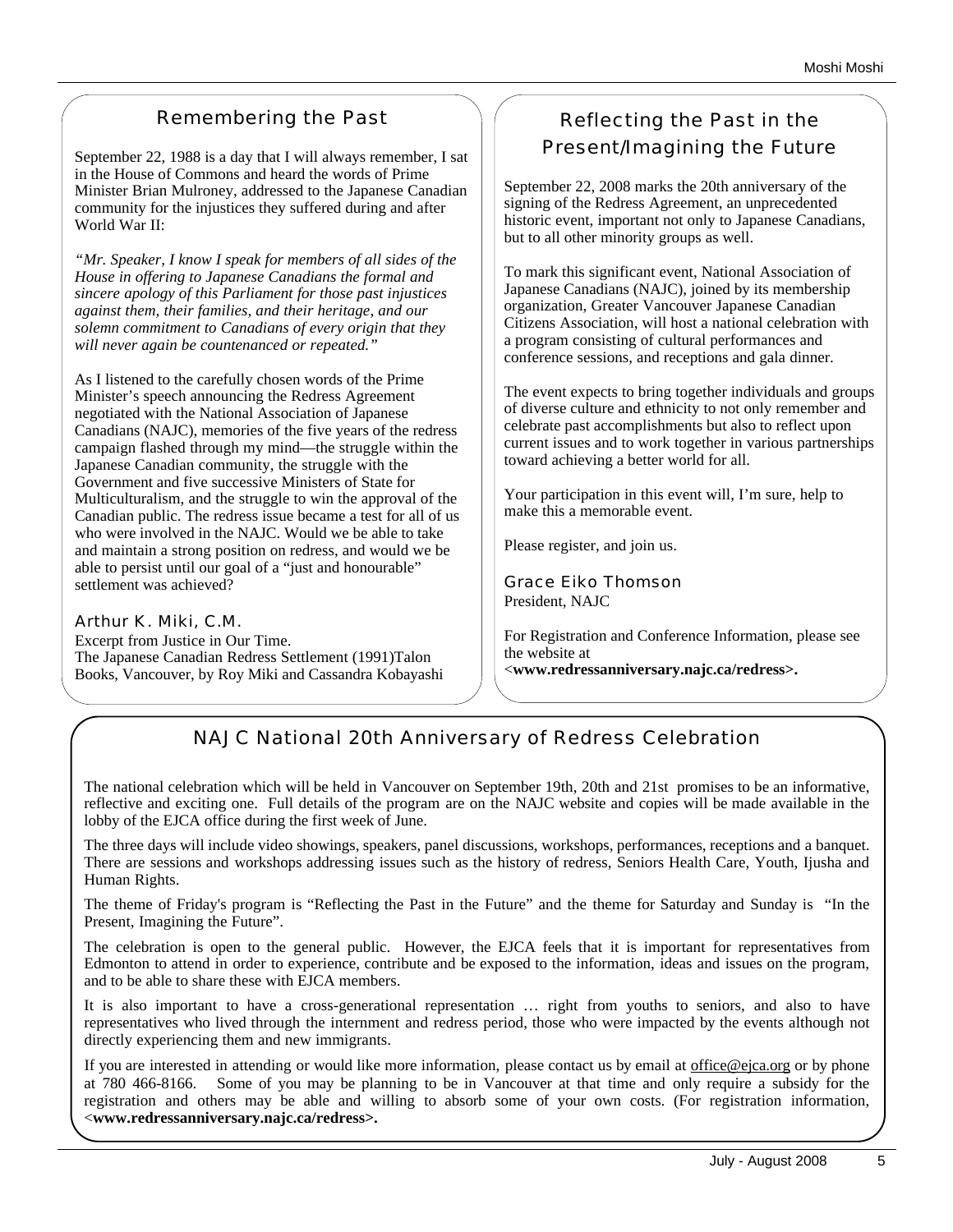## Remembering the Past

September 22, 1988 is a day that I will always remember, I sat in the House of Commons and heard the words of Prime Minister Brian Mulroney, addressed to the Japanese Canadian community for the injustices they suffered during and after World War II:

*"Mr. Speaker, I know I speak for members of all sides of the House in offering to Japanese Canadians the formal and sincere apology of this Parliament for those past injustices against them, their families, and their heritage, and our solemn commitment to Canadians of every origin that they will never again be countenanced or repeated."*

As I listened to the carefully chosen words of the Prime Minister's speech announcing the Redress Agreement negotiated with the National Association of Japanese Canadians (NAJC), memories of the five years of the redress campaign flashed through my mind—the struggle within the Japanese Canadian community, the struggle with the Government and five successive Ministers of State for Multiculturalism, and the struggle to win the approval of the Canadian public. The redress issue became a test for all of us who were involved in the NAJC. Would we be able to take and maintain a strong position on redress, and would we be able to persist until our goal of a "just and honourable" settlement was achieved?

Arthur K. Miki, C.M.
Excerpt from Justice in Our Time.
The Japanese Canadian Redress Settlement (1991)Talon Books, Vancouver, by Roy Miki and Cassandra Kobayashi

## Reflecting the Past in the Present/Imagining the Future

September 22, 2008 marks the 20th anniversary of the signing of the Redress Agreement, an unprecedented historic event, important not only to Japanese Canadians, but to all other minority groups as well.

To mark this significant event, National Association of Japanese Canadians (NAJC), joined by its membership organization, Greater Vancouver Japanese Canadian Citizens Association, will host a national celebration with a program consisting of cultural performances and conference sessions, and receptions and gala dinner.

The event expects to bring together individuals and groups of diverse culture and ethnicity to not only remember and celebrate past accomplishments but also to reflect upon current issues and to work together in various partnerships toward achieving a better world for all.

Your participation in this event will, I'm sure, help to make this a memorable event.

Please register, and join us.

Grace Eiko Thomson
President, NAJC

For Registration and Conference Information, please see the website at
**<www.redressanniversary.najc.ca/redress>.**

## NAJC National 20th Anniversary of Redress Celebration

The national celebration which will be held in Vancouver on September 19th, 20th and 21st promises to be an informative, reflective and exciting one. Full details of the program are on the NAJC website and copies will be made available in the lobby of the EJCA office during the first week of June.

The three days will include video showings, speakers, panel discussions, workshops, performances, receptions and a banquet. There are sessions and workshops addressing issues such as the history of redress, Seniors Health Care, Youth, Ijusha and Human Rights.

The theme of Friday's program is "Reflecting the Past in the Future" and the theme for Saturday and Sunday is "In the Present, Imagining the Future".

The celebration is open to the general public. However, the EJCA feels that it is important for representatives from Edmonton to attend in order to experience, contribute and be exposed to the information, ideas and issues on the program, and to be able to share these with EJCA members.

It is also important to have a cross-generational representation … right from youths to seniors, and also to have representatives who lived through the internment and redress period, those who were impacted by the events although not directly experiencing them and new immigrants.

If you are interested in attending or would like more information, please contact us by email at office@ejca.org or by phone at 780 466-8166. Some of you may be planning to be in Vancouver at that time and only require a subsidy for the registration and others may be able and willing to absorb some of your own costs. (For registration information, **<www.redressanniversary.najc.ca/redress>.**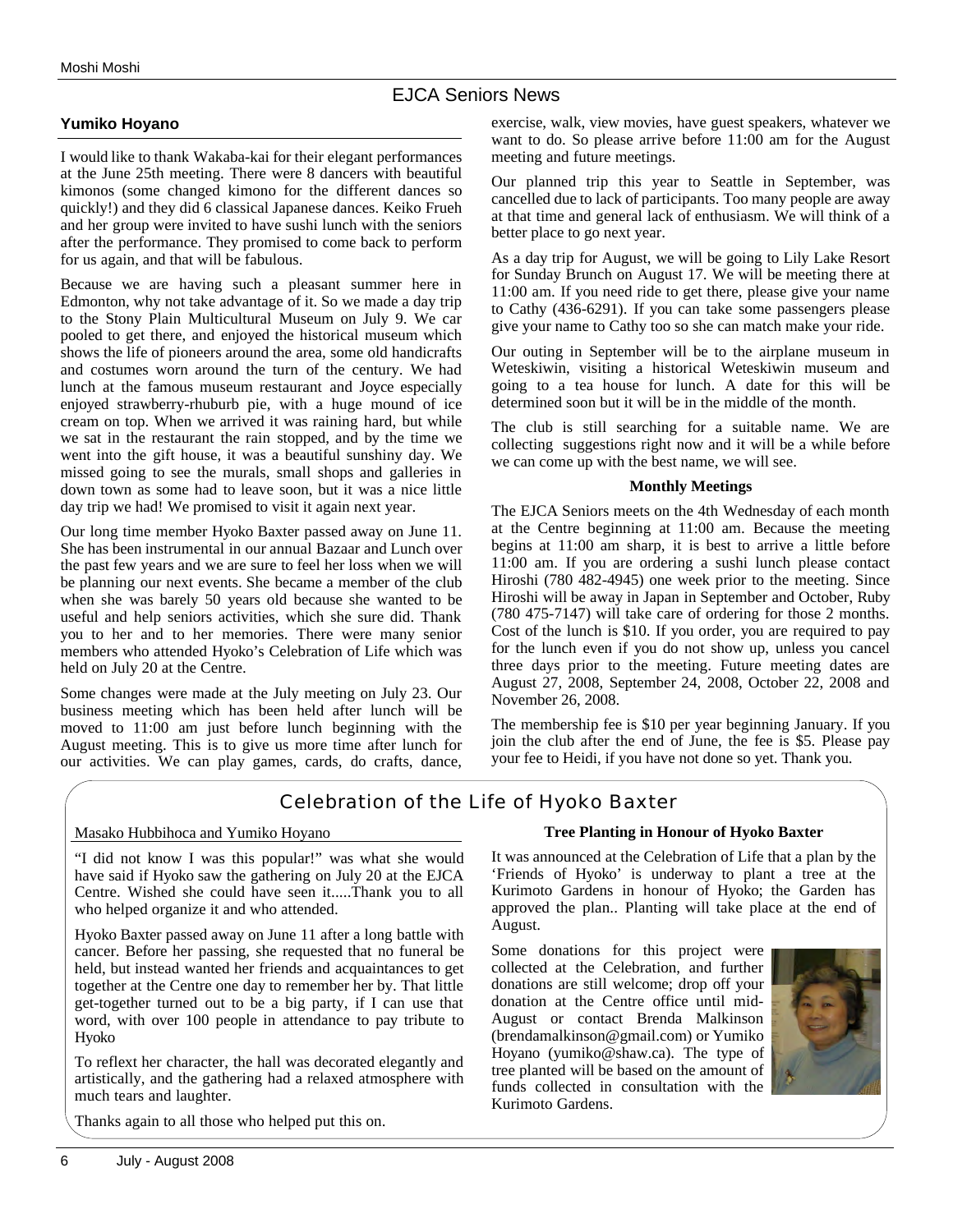# EJCA Seniors News

## Yumiko Hoyano

I would like to thank Wakaba-kai for their elegant performances at the June 25th meeting. There were 8 dancers with beautiful kimonos (some changed kimono for the different dances so quickly!) and they did 6 classical Japanese dances. Keiko Frueh and her group were invited to have sushi lunch with the seniors after the performance. They promised to come back to perform for us again, and that will be fabulous.

Because we are having such a pleasant summer here in Edmonton, why not take advantage of it. So we made a day trip to the Stony Plain Multicultural Museum on July 9. We car pooled to get there, and enjoyed the historical museum which shows the life of pioneers around the area, some old handicrafts and costumes worn around the turn of the century. We had lunch at the famous museum restaurant and Joyce especially enjoyed strawberry-rhuburb pie, with a huge mound of ice cream on top. When we arrived it was raining hard, but while we sat in the restaurant the rain stopped, and by the time we went into the gift house, it was a beautiful sunshiny day. We missed going to see the murals, small shops and galleries in down town as some had to leave soon, but it was a nice little day trip we had! We promised to visit it again next year.

Our long time member Hyoko Baxter passed away on June 11. She has been instrumental in our annual Bazaar and Lunch over the past few years and we are sure to feel her loss when we will be planning our next events. She became a member of the club when she was barely 50 years old because she wanted to be useful and help seniors activities, which she sure did. Thank you to her and to her memories. There were many senior members who attended Hyoko's Celebration of Life which was held on July 20 at the Centre.

Some changes were made at the July meeting on July 23. Our business meeting which has been held after lunch will be moved to 11:00 am just before lunch beginning with the August meeting. This is to give us more time after lunch for our activities. We can play games, cards, do crafts, dance, exercise, walk, view movies, have guest speakers, whatever we want to do. So please arrive before 11:00 am for the August meeting and future meetings.

Our planned trip this year to Seattle in September, was cancelled due to lack of participants. Too many people are away at that time and general lack of enthusiasm. We will think of a better place to go next year.

As a day trip for August, we will be going to Lily Lake Resort for Sunday Brunch on August 17. We will be meeting there at 11:00 am. If you need ride to get there, please give your name to Cathy (436-6291). If you can take some passengers please give your name to Cathy too so she can match make your ride.

Our outing in September will be to the airplane museum in Weteskiwin, visiting a historical Weteskiwin museum and going to a tea house for lunch. A date for this will be determined soon but it will be in the middle of the month.

The club is still searching for a suitable name. We are collecting suggestions right now and it will be a while before we can come up with the best name, we will see.

### Monthly Meetings

The EJCA Seniors meets on the 4th Wednesday of each month at the Centre beginning at 11:00 am. Because the meeting begins at 11:00 am sharp, it is best to arrive a little before 11:00 am. If you are ordering a sushi lunch please contact Hiroshi (780 482-4945) one week prior to the meeting. Since Hiroshi will be away in Japan in September and October, Ruby (780 475-7147) will take care of ordering for those 2 months. Cost of the lunch is $10. If you order, you are required to pay for the lunch even if you do not show up, unless you cancel three days prior to the meeting. Future meeting dates are August 27, 2008, September 24, 2008, October 22, 2008 and November 26, 2008.

The membership fee is $10 per year beginning January. If you join the club after the end of June, the fee is $5. Please pay your fee to Heidi, if you have not done so yet. Thank you.

# Celebration of the Life of Hyoko Baxter

Masako Hubbihoca and Yumiko Hoyano

"I did not know I was this popular!" was what she would have said if Hyoko saw the gathering on July 20 at the EJCA Centre. Wished she could have seen it.....Thank you to all who helped organize it and who attended.

Hyoko Baxter passed away on June 11 after a long battle with cancer. Before her passing, she requested that no funeral be held, but instead wanted her friends and acquaintances to get together at the Centre one day to remember her by. That little get-together turned out to be a big party, if I can use that word, with over 100 people in attendance to pay tribute to Hyoko

To reflext her character, the hall was decorated elegantly and artistically, and the gathering had a relaxed atmosphere with much tears and laughter.

Thanks again to all those who helped put this on.

### Tree Planting in Honour of Hyoko Baxter

It was announced at the Celebration of Life that a plan by the 'Friends of Hyoko' is underway to plant a tree at the Kurimoto Gardens in honour of Hyoko; the Garden has approved the plan.. Planting will take place at the end of August.

Some donations for this project were collected at the Celebration, and further donations are still welcome; drop off your donation at the Centre office until mid-August or contact Brenda Malkinson (brendamalkinson@gmail.com) or Yumiko Hoyano (yumiko@shaw.ca). The type of tree planted will be based on the amount of funds collected in consultation with the Kurimoto Gardens.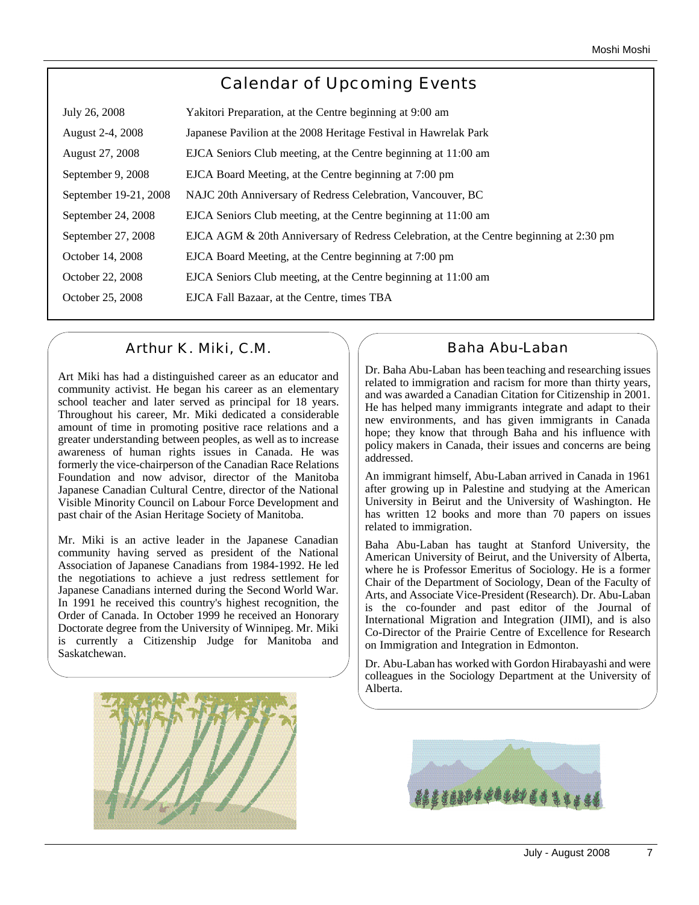## Calendar of Upcoming Events

| Date | Event |
|---|---|
| July 26, 2008 | Yakitori Preparation, at the Centre beginning at 9:00 am |
| August 2-4, 2008 | Japanese Pavilion at the 2008 Heritage Festival in Hawrelak Park |
| August 27, 2008 | EJCA Seniors Club meeting, at the Centre beginning at 11:00 am |
| September 9, 2008 | EJCA Board Meeting, at the Centre beginning at 7:00 pm |
| September 19-21, 2008 | NAJC 20th Anniversary of Redress Celebration, Vancouver, BC |
| September 24, 2008 | EJCA Seniors Club meeting, at the Centre beginning at 11:00 am |
| September 27, 2008 | EJCA AGM & 20th Anniversary of Redress Celebration, at the Centre beginning at 2:30 pm |
| October 14, 2008 | EJCA Board Meeting, at the Centre beginning at 7:00 pm |
| October 22, 2008 | EJCA Seniors Club meeting, at the Centre beginning at 11:00 am |
| October 25, 2008 | EJCA Fall Bazaar, at the Centre, times TBA |

## Arthur K. Miki, C.M.

Art Miki has had a distinguished career as an educator and community activist. He began his career as an elementary school teacher and later served as principal for 18 years. Throughout his career, Mr. Miki dedicated a considerable amount of time in promoting positive race relations and a greater understanding between peoples, as well as to increase awareness of human rights issues in Canada. He was formerly the vice-chairperson of the Canadian Race Relations Foundation and now advisor, director of the Manitoba Japanese Canadian Cultural Centre, director of the National Visible Minority Council on Labour Force Development and past chair of the Asian Heritage Society of Manitoba.

Mr. Miki is an active leader in the Japanese Canadian community having served as president of the National Association of Japanese Canadians from 1984-1992. He led the negotiations to achieve a just redress settlement for Japanese Canadians interned during the Second World War. In 1991 he received this country's highest recognition, the Order of Canada. In October 1999 he received an Honorary Doctorate degree from the University of Winnipeg. Mr. Miki is currently a Citizenship Judge for Manitoba and Saskatchewan.

## Baha Abu-Laban

Dr. Baha Abu-Laban has been teaching and researching issues related to immigration and racism for more than thirty years, and was awarded a Canadian Citation for Citizenship in 2001. He has helped many immigrants integrate and adapt to their new environments, and has given immigrants in Canada hope; they know that through Baha and his influence with policy makers in Canada, their issues and concerns are being addressed.

An immigrant himself, Abu-Laban arrived in Canada in 1961 after growing up in Palestine and studying at the American University in Beirut and the University of Washington. He has written 12 books and more than 70 papers on issues related to immigration.

Baha Abu-Laban has taught at Stanford University, the American University of Beirut, and the University of Alberta, where he is Professor Emeritus of Sociology. He is a former Chair of the Department of Sociology, Dean of the Faculty of Arts, and Associate Vice-President (Research). Dr. Abu-Laban is the co-founder and past editor of the Journal of International Migration and Integration (JIMI), and is also Co-Director of the Prairie Centre of Excellence for Research on Immigration and Integration in Edmonton.

Dr. Abu-Laban has worked with Gordon Hirabayashi and were colleagues in the Sociology Department at the University of Alberta.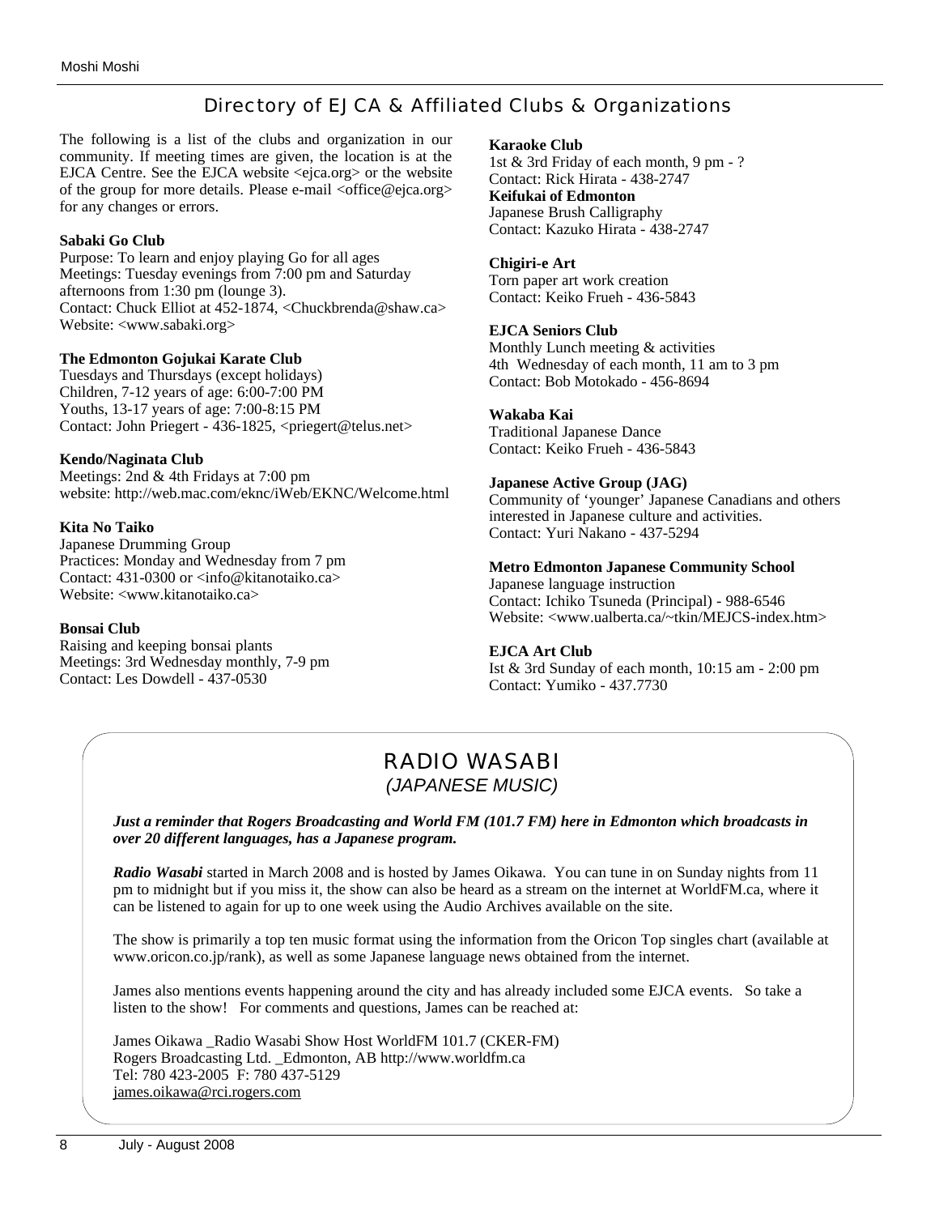## Directory of EJCA & Affiliated Clubs & Organizations

The following is a list of the clubs and organization in our community. If meeting times are given, the location is at the EJCA Centre. See the EJCA website <ejca.org> or the website of the group for more details. Please e-mail <office@ejca.org> for any changes or errors.

**Sabaki Go Club**
Purpose: To learn and enjoy playing Go for all ages
Meetings: Tuesday evenings from 7:00 pm and Saturday afternoons from 1:30 pm (lounge 3).
Contact: Chuck Elliot at 452-1874, <Chuckbrenda@shaw.ca>
Website: <www.sabaki.org>

**The Edmonton Gojukai Karate Club**
Tuesdays and Thursdays (except holidays)
Children, 7-12 years of age: 6:00-7:00 PM
Youths, 13-17 years of age: 7:00-8:15 PM
Contact: John Priegert - 436-1825, <priegert@telus.net>

**Kendo/Naginata Club**
Meetings: 2nd & 4th Fridays at 7:00 pm
website: http://web.mac.com/eknc/iWeb/EKNC/Welcome.html

**Kita No Taiko**
Japanese Drumming Group
Practices: Monday and Wednesday from 7 pm
Contact: 431-0300 or <info@kitanotaiko.ca>
Website: <www.kitanotaiko.ca>

**Bonsai Club**
Raising and keeping bonsai plants
Meetings: 3rd Wednesday monthly, 7-9 pm
Contact: Les Dowdell - 437-0530

**Karaoke Club**
1st & 3rd Friday of each month, 9 pm - ?
Contact: Rick Hirata - 438-2747

**Keifukai of Edmonton**
Japanese Brush Calligraphy
Contact: Kazuko Hirata - 438-2747

**Chigiri-e Art**
Torn paper art work creation
Contact: Keiko Frueh - 436-5843

**EJCA Seniors Club**
Monthly Lunch meeting & activities
4th Wednesday of each month, 11 am to 3 pm
Contact: Bob Motokado - 456-8694

**Wakaba Kai**
Traditional Japanese Dance
Contact: Keiko Frueh - 436-5843

**Japanese Active Group (JAG)**
Community of 'younger' Japanese Canadians and others interested in Japanese culture and activities.
Contact: Yuri Nakano - 437-5294

**Metro Edmonton Japanese Community School**
Japanese language instruction
Contact: Ichiko Tsuneda (Principal) - 988-6546
Website: <www.ualberta.ca/~tkin/MEJCS-index.htm>

**EJCA Art Club**
Ist & 3rd Sunday of each month, 10:15 am - 2:00 pm
Contact: Yumiko - 437.7730

## RADIO WASABI
*(JAPANESE MUSIC)*

***Just a reminder that Rogers Broadcasting and World FM (101.7 FM) here in Edmonton which broadcasts in over 20 different languages, has a Japanese program.***

***Radio Wasabi*** started in March 2008 and is hosted by James Oikawa. You can tune in on Sunday nights from 11 pm to midnight but if you miss it, the show can also be heard as a stream on the internet at WorldFM.ca, where it can be listened to again for up to one week using the Audio Archives available on the site.

The show is primarily a top ten music format using the information from the Oricon Top singles chart (available at www.oricon.co.jp/rank), as well as some Japanese language news obtained from the internet.

James also mentions events happening around the city and has already included some EJCA events. So take a listen to the show! For comments and questions, James can be reached at:

James Oikawa _Radio Wasabi Show Host WorldFM 101.7 (CKER-FM)
Rogers Broadcasting Ltd. _Edmonton, AB http://www.worldfm.ca
Tel: 780 423-2005 F: 780 437-5129
james.oikawa@rci.rogers.com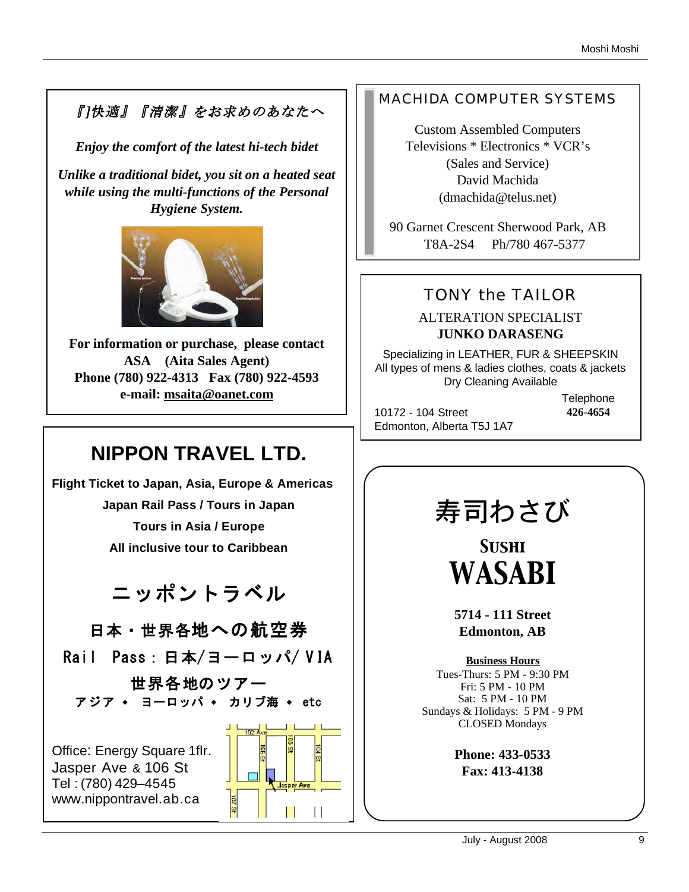*『]快適』『清潔』をお求めのあなたへ*

***Enjoy the comfort of the latest hi-tech bidet***

***Unlike a traditional bidet, you sit on a heated seat while using the multi-functions of the Personal Hygiene System.***

**For information or purchase, please contact**
**ASA (Aita Sales Agent)**
**Phone (780) 922-4313 Fax (780) 922-4593**
**e-mail: msaita@oanet.com**

# NIPPON TRAVEL LTD.

**Flight Ticket to Japan, Asia, Europe & Americas**

**Japan Rail Pass / Tours in Japan**

**Tours in Asia / Europe**

**All inclusive tour to Caribbean**

## ニッポントラベル

**日本・世界各地への航空券**

**Rail Pass：日本/ヨーロッパ/VIA**

**世界各地のツアー**

**アジア ◆ ヨーロッパ ◆ カリブ海 ◆ etc**

Office: Energy Square 1flr.
Jasper Ave & 106 St
Tel : (780) 429–4545
www.nippontravel.ab.ca

## MACHIDA COMPUTER SYSTEMS

Custom Assembled Computers
Televisions * Electronics * VCR's
(Sales and Service)
David Machida
(dmachida@telus.net)

90 Garnet Crescent Sherwood Park, AB
T8A-2S4 Ph/780 467-5377

## TONY the TAILOR

ALTERATION SPECIALIST
**JUNKO DARASENG**

Specializing in LEATHER, FUR & SHEEPSKIN
All types of mens & ladies clothes, coats & jackets
Dry Cleaning Available

10172 - 104 Street
Edmonton, Alberta T5J 1A7

Telephone
**426-4654**

# 寿司わさび

# SUSHI WASABI

**5714 - 111 Street**
**Edmonton, AB**

**Business Hours**
Tues-Thurs: 5 PM - 9:30 PM
Fri: 5 PM - 10 PM
Sat: 5 PM - 10 PM
Sundays & Holidays: 5 PM - 9 PM
CLOSED Mondays

**Phone: 433-0533**
**Fax: 413-4138**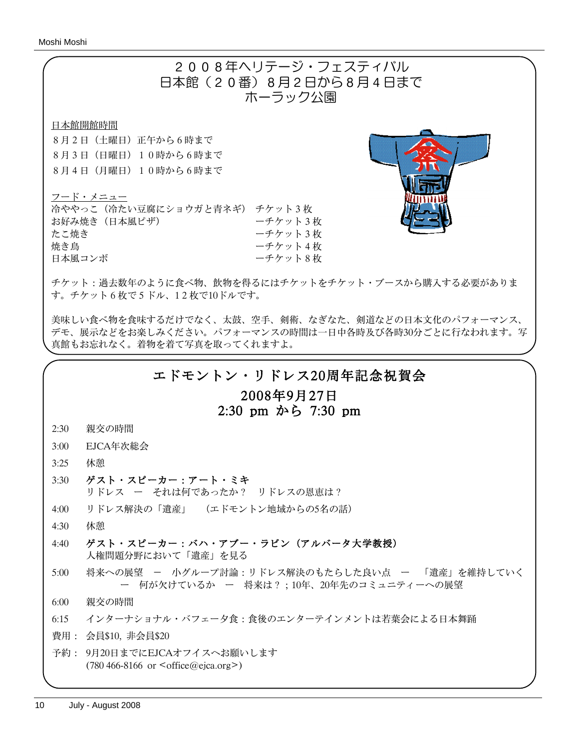# ２００８年ヘリテージ・フェスティバル
# 日本館（２０番）８月２日から８月４日まで
# ホーラック公園

日本館開館時間

８月２日（土曜日）正午から６時まで
８月３日（日曜日）１０時から６時まで
８月４日（月曜日）１０時から６時まで

フード・メニュー

| | |
|---|---|
| 冷ややっこ（冷たい豆腐にショウガと青ネギ） | チケット３枚 |
| お好み焼き（日本風ピザ） | ーチケット３枚 |
| たこ焼き | ーチケット３枚 |
| 焼き鳥 | ーチケット４枚 |
| 日本風コンボ | ーチケット８枚 |

チケット：過去数年のように食べ物、飲物を得るにはチケットをチケット・ブースから購入する必要があります。チケット６枚で５ドル、１２枚で10ドルです。

美味しい食べ物を食味するだけでなく、太鼓、空手、剣術、なぎなた、剣道などの日本文化のパフォーマンス、デモ、展示などをお楽しみください。パフォーマンスの時間は一日中各時及び各時30分ごとに行なわれます。写真館もお忘れなく。着物を着て写真を取ってくれますよ。

# エドモントン・リドレス20周年記念祝賀会

## 2008年9月27日
## 2:30 pm から 7:30 pm

2:30　親交の時間

3:00　EJCA年次総会

3:25　休憩

3:30　**ゲスト・スピーカー：アート・ミキ**
リドレス　ー　それは何であったか？　リドレスの恩恵は？

4:00　リドレス解決の「遺産」　（エドモントン地域からの5名の話）

4:30　休憩

4:40　**ゲスト・スピーカー：バハ・アブー・ラビン（アルバータ大学教授）**
人権問題分野において「遺産」を見る

5:00　将来への展望　ー　小グループ討論：リドレス解決のもたらした良い点　ー　「遺産」を維持していく　ー　何が欠けているか　ー　将来は？；10年、20年先のコミュニティーへの展望

6:00　親交の時間

6:15　インターナショナル・バフェー夕食：食後のエンターテインメントは若葉会による日本舞踊

費用：会員$10, 非会員$20

予約：9月20日までにEJCAオフイスへお願いします
(780 466-8166 or <office@ejca.org>)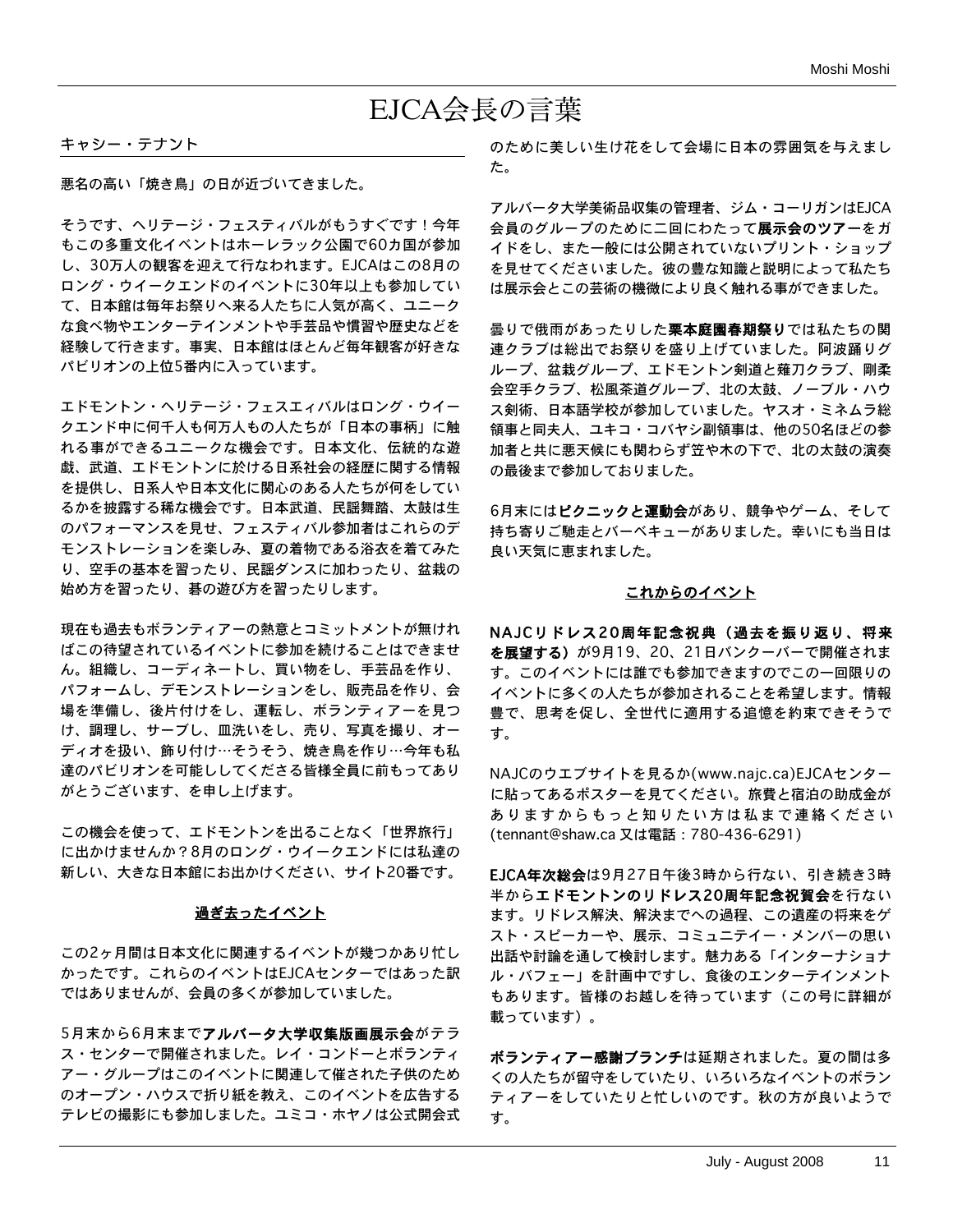# EJCA会長の言葉

キャシー・テナント

悪名の高い「焼き鳥」の日が近づいてきました。

そうです、ヘリテージ・フェスティバルがもうすぐです！今年もこの多重文化イベントはホーレラック公園で60カ国が参加し、30万人の観客を迎えて行なわれます。EJCAはこの8月のロング・ウイークエンドのイベントに30年以上も参加していて、日本館は毎年お祭りへ来る人たちに人気が高く、ユニークな食べ物やエンターテインメントや手芸品や慣習や歴史などを経験して行きます。事実、日本館はほとんど毎年観客が好きなパビリオンの上位5番内に入っています。

エドモントン・ヘリテージ・フェスェィバルはロング・ウイークエンド中に何千人も何万人もの人たちが「日本の事柄」に触れる事ができるユニークな機会です。日本文化、伝統的な遊戯、武道、エドモントンに於ける日系社会の経歴に関する情報を提供し、日系人や日本文化に関心のある人たちが何をしているかを披露する稀な機会です。日本武道、民謡舞踏、太鼓は生のパフォーマンスを見せ、フェスティバル参加者はこれらのデモンストレーションを楽しみ、夏の着物である浴衣を着てみたり、空手の基本を習ったり、民謡ダンスに加わったり、盆栽の始め方を習ったり、碁の遊び方を習ったりします。

現在も過去もボランティアーの熱意とコミットメントが無ければこの待望されているイベントに参加を続けることはできません。組織し、コーディネートし、買い物をし、手芸品を作り、パフォームし、デモンストレーションをし、販売品を作り、会場を準備し、後片付けをし、運転し、ボランティアーを見つけ、調理し、サーブし、皿洗いをし、売り、写真を撮り、オーディオを扱い、飾り付け…そうそう、焼き鳥を作り…今年も私達のパビリオンを可能ししてくださる皆様全員に前もってありがとうございます、を申し上げます。

この機会を使って、エドモントンを出ることなく「世界旅行」に出かけませんか？8月のロング・ウイークエンドには私達の新しい、大きな日本館にお出かけください、サイト20番です。

## 過ぎ去ったイベント

この2ヶ月間は日本文化に関連するイベントが幾つかあり忙しかったです。これらのイベントはEJCAセンターではあった訳ではありませんが、会員の多くが参加していました。

5月末から6月末まで**アルバータ大学収集版画展示会**がテラス・センターで開催されました。レイ・コンドーとボランティアー・グループはこのイベントに関連して催された子供のためのオープン・ハウスで折り紙を教え、このイベントを広告するテレビの撮影にも参加しました。ユミコ・ホヤノは公式開会式のために美しい生け花をして会場に日本の雰囲気を与えました。

アルバータ大学美術品収集の管理者、ジム・コーリガンはEJCA会員のグループのために二回にわたって**展示会のツアー**をガイドをし、また一般には公開されていないプリント・ショップを見せてくださいました。彼の豊な知識と説明によって私たちは展示会とこの芸術の機微により良く触れる事ができました。

曇りで俄雨があったりした**栗本庭園春期祭り**では私たちの関連クラブは総出でお祭りを盛り上げていました。阿波踊りグループ、盆栽グループ、エドモントン剣道と薙刀クラブ、剛柔会空手クラブ、松風茶道グループ、北の太鼓、ノーブル・ハウス剣術、日本語学校が参加していました。ヤスオ・ミネムラ総領事と同夫人、ユキコ・コバヤシ副領事は、他の50名ほどの参加者と共に悪天候にも関わらず笠や木の下で、北の太鼓の演奏の最後まで参加しておりました。

6月末には**ピクニックと運動会**があり、競争やゲーム、そして持ち寄りご馳走とバーベキューがありました。幸いにも当日は良い天気に恵まれました。

## これからのイベント

**NAJCリドレス20周年記念祝典（過去を振り返り、将来を展望する）**が9月19、20、21日バンクーバーで開催されます。このイベントには誰でも参加できますのでこの一回限りのイベントに多くの人たちが参加されることを希望します。情報豊で、思考を促し、全世代に適用する追憶を約束できそうです。

NAJCのウエブサイトを見るか(www.najc.ca)EJCAセンターに貼ってあるポスターを見てください。旅費と宿泊の助成金がありますからもっと知りたい方は私まで連絡ください(tennant@shaw.ca 又は電話：780-436-6291)

**EJCA年次総会**は9月27日午後3時から行ない、引き続き3時半から**エドモントンのリドレス20周年記念祝賀会**を行ないます。リドレス解決、解決までへの過程、この遺産の将来をゲスト・スピーカーや、展示、コミュニテイー・メンバーの思い出話や討論を通して検討します。魅力ある「インターナショナル・バフェー」を計画中ですし、食後のエンターテインメントもあります。皆様のお越しを待っています（この号に詳細が載っています）。

**ボランティアー感謝ブランチ**は延期されました。夏の間は多くの人たちが留守をしていたり、いろいろなイベントのボランティアーをしていたりと忙しいのです。秋の方が良いようです。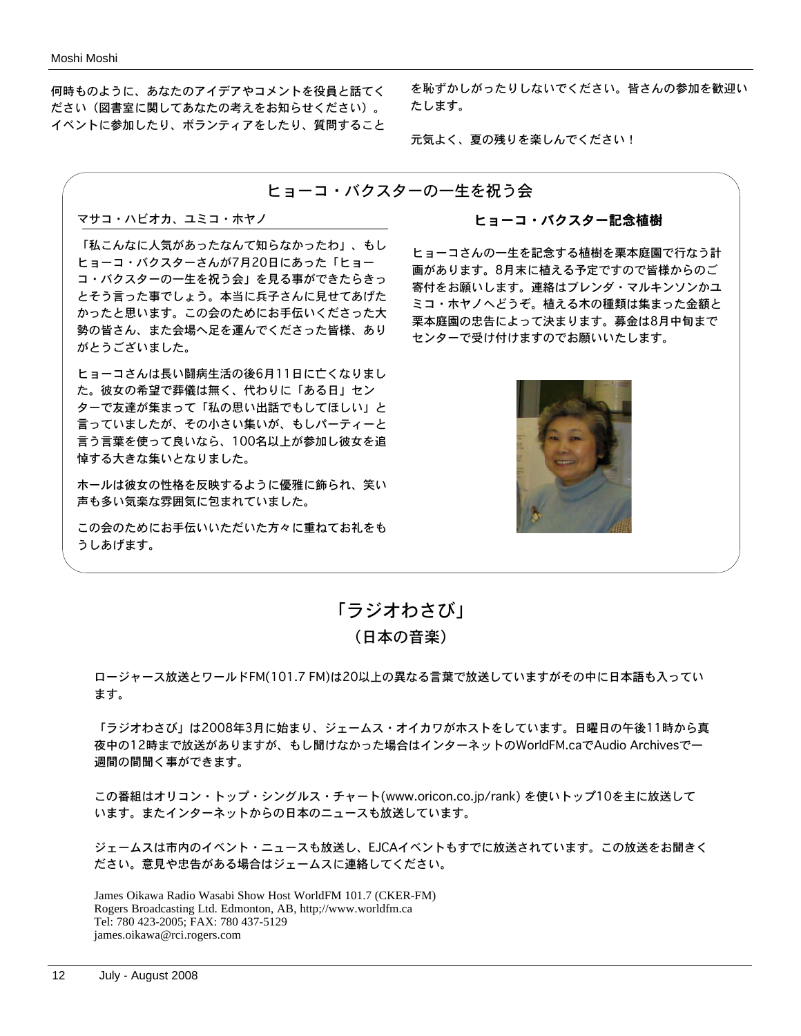何時ものように、あなたのアイデアやコメントを役員と話してください（図書室に関してあなたの考えをお知らせください）。イベントに参加したり、ボランティアをしたり、質問することを恥ずかしがったりしないでください。皆さんの参加を歓迎いたします。

元気よく、夏の残りを楽しんでください！

## ヒョーコ・バクスターの一生を祝う会

マサコ・ハビオカ、ユミコ・ホヤノ

「私こんなに人気があったなんて知らなかったわ」、もしヒョーコ・バクスターさんが7月20日にあった「ヒョーコ・バクスターの一生を祝う会」を見る事ができたらきっとそう言った事でしょう。本当に兵子さんに見せてあげたかったと思います。この会のためにお手伝いくださった大勢の皆さん、また会場へ足を運んでくださった皆様、ありがとうございました。

ヒョーコさんは長い闘病生活の後6月11日に亡くなりました。彼女の希望で葬儀は無く、代わりに「ある日」センターで友達が集まって「私の思い出話でもしてほしい」と言っていましたが、その小さい集いが、もしパーティーと言う言葉を使って良いなら、100名以上が参加し彼女を追悼する大きな集いとなりました。

ホールは彼女の性格を反映するように優雅に飾られ、笑い声も多い気楽な雰囲気に包まれていました。

この会のためにお手伝いいただいた方々に重ねてお礼をもうしあげます。

### ヒョーコ・バクスター記念植樹

ヒョーコさんの一生を記念する植樹を栗本庭園で行なう計画があります。8月末に植える予定ですので皆様からのご寄付をお願いします。連絡はブレンダ・マルキンソンかユミコ・ホヤノへどうぞ。植える木の種類は集まった金額と栗本庭園の忠告によって決まります。募金は8月中旬までセンターで受け付けますのでお願いいたします。

## 「ラジオわさび」
## （日本の音楽）

ロージャース放送とワールドFM(101.7 FM)は20以上の異なる言葉で放送していますがその中に日本語も入っています。

「ラジオわさび」は2008年3月に始まり、ジェームス・オイカワがホストをしています。日曜日の午後11時から真夜中の12時まで放送がありますが、もし聞けなかった場合はインターネットのWorldFM.caでAudio Archivesで一週間の間聞く事ができます。

この番組はオリコン・トップ・シングルス・チャート(www.oricon.co.jp/rank) を使いトップ10を主に放送しています。またインターネットからの日本のニュースも放送しています。

ジェームスは市内のイベント・ニュースも放送し、EJCAイベントもすでに放送されています。この放送をお聞きください。意見や忠告がある場合はジェームスに連絡してください。

James Oikawa Radio Wasabi Show Host WorldFM 101.7 (CKER-FM)
Rogers Broadcasting Ltd. Edmonton, AB, http;//www.worldfm.ca
Tel: 780 423-2005; FAX: 780 437-5129
james.oikawa@rci.rogers.com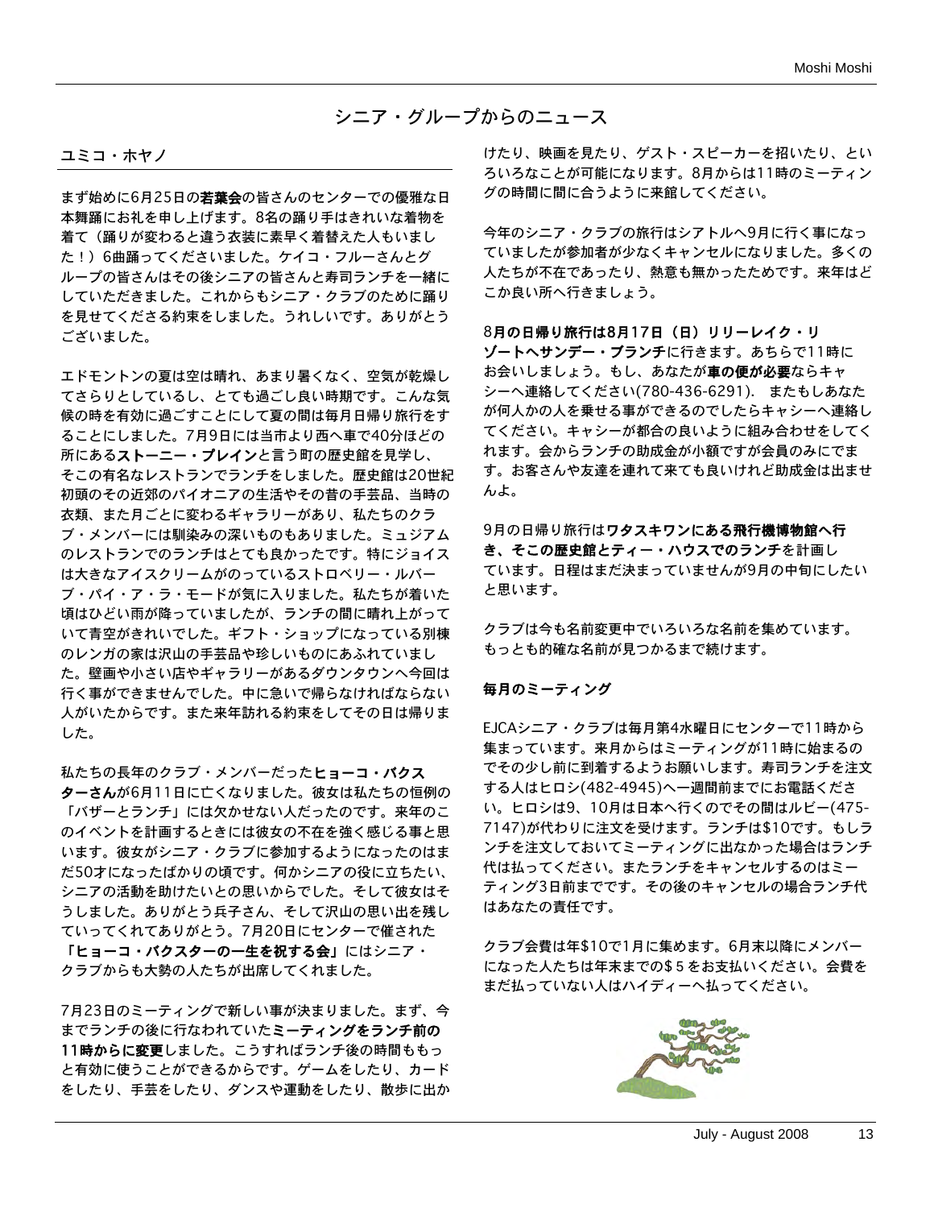# シニア・グループからのニュース

## ユミコ・ホヤノ

まず始めに6月25日の**若葉会**の皆さんのセンターでの優雅な日本舞踊にお礼を申し上げます。8名の踊り手はきれいな着物を着て（踊りが変わると違う衣装に素早く着替えた人もいました！）6曲踊ってくださいました。ケイコ・フルーさんとグループの皆さんはその後シニアの皆さんと寿司ランチを一緒にしていただきました。これからもシニア・クラブのために踊りを見せてくださる約束をしました。うれしいです。ありがとうございました。

エドモントンの夏は空は晴れ、あまり暑くなく、空気が乾燥してさらりとしているし、とても過ごし良い時期です。こんな気候の時を有効に過ごすことにして夏の間は毎月日帰り旅行をすることにしました。7月9日には当市より西へ車で40分ほどの所にある**ストーニー・プレイン**と言う町の歴史館を見学し、そこの有名なレストランでランチをしました。歴史館は20世紀初頭のその近郊のパイオニアの生活やその昔の手芸品、当時の衣類、また月ごとに変わるギャラリーがあり、私たちのクラブ・メンバーには馴染みの深いものもありました。ミュジアムのレストランでのランチはとても良かったです。特にジョイスは大きなアイスクリームがのっているストロベリー・ルバーブ・パイ・ア・ラ・モードが気に入りました。私たちが着いた頃はひどい雨が降っていましたが、ランチの間に晴れ上がっていて青空がきれいでした。ギフト・ショップになっている別棟のレンガの家は沢山の手芸品や珍しいものにあふれていました。壁画や小さい店やギャラリーがあるダウンタウンへ今回は行く事ができませんでした。中に急いで帰らなければならない人がいたからです。また来年訪れる約束をしてその日は帰りました。

私たちの長年のクラブ・メンバーだった**ヒョーコ・バクスターさん**が6月11日に亡くなりました。彼女は私たちの恒例の「バザーとランチ」には欠かせない人だったのです。来年のこのイベントを計画するときには彼女の不在を強く感じる事と思います。彼女がシニア・クラブに参加するようになったのはまだ50才になったばかりの頃です。何かシニアの役に立ちたい、シニアの活動を助けたいとの思いからでした。そして彼女はそうしました。ありがとう兵子さん、そして沢山の思い出を残していってくれてありがとう。7月20日にセンターで催された**「ヒョーコ・バクスターの一生を祝する会」**にはシニア・クラブからも大勢の人たちが出席してくれました。

7月23日のミーティングで新しい事が決まりました。まず、今までランチの後に行なわれていた**ミーティングをランチ前の11時からに変更**しました。こうすればランチ後の時間ももっと有効に使うことができるからです。ゲームをしたり、カードをしたり、手芸をしたり、ダンスや運動をしたり、散歩に出かけたり、映画を見たり、ゲスト・スピーカーを招いたり、といろいろなことが可能になります。8月からは11時のミーティングの時間に間に合うように来館してください。

今年のシニア・クラブの旅行はシアトルへ9月に行く事になっていましたが参加者が少なくキャンセルになりました。多くの人たちが不在であったり、熱意も無かったためです。来年はどこか良い所へ行きましょう。

**8月の日帰り旅行は8月17日（日）リリーレイク・リゾートへサンデー・ブランチ**に行きます。あちらで11時にお会いしましょう。もし、あなたが**車の便が必要**ならキャシーへ連絡してください(780-436-6291).　またもしあなたが何人かの人を乗せる事ができるのでしたらキャシーへ連絡してください。キャシーが都合の良いように組み合わせをしてくれます。会からランチの助成金が小額ですが会員のみにでます。お客さんや友達を連れて来ても良いけれど助成金は出ませんよ。

9月の日帰り旅行は**ワタスキワンにある飛行機博物館へ行き、そこの歴史館とティー・ハウスでのランチ**を計画しています。日程はまだ決まっていませんが9月の中旬にしたいと思います。

クラブは今も名前変更中でいろいろな名前を集めています。もっとも的確な名前が見つかるまで続けます。

### 毎月のミーティング

EJCAシニア・クラブは毎月第4水曜日にセンターで11時から集まっています。来月からはミーティングが11時に始まるのでその少し前に到着するようお願いします。寿司ランチを注文する人はヒロシ(482-4945)へ一週間前までにお電話ください。ヒロシは9、10月は日本へ行くのでその間はルビー(475-7147)が代わりに注文を受けます。ランチは$10です。もしランチを注文しておいてミーティングに出なかった場合はランチ代は払ってください。またランチをキャンセルするのはミーティング3日前までです。その後のキャンセルの場合ランチ代はあなたの責任です。

クラブ会費は年$10で1月に集めます。6月末以降にメンバーになった人たちは年末までの$５をお支払いください。会費をまだ払っていない人はハイディーへ払ってください。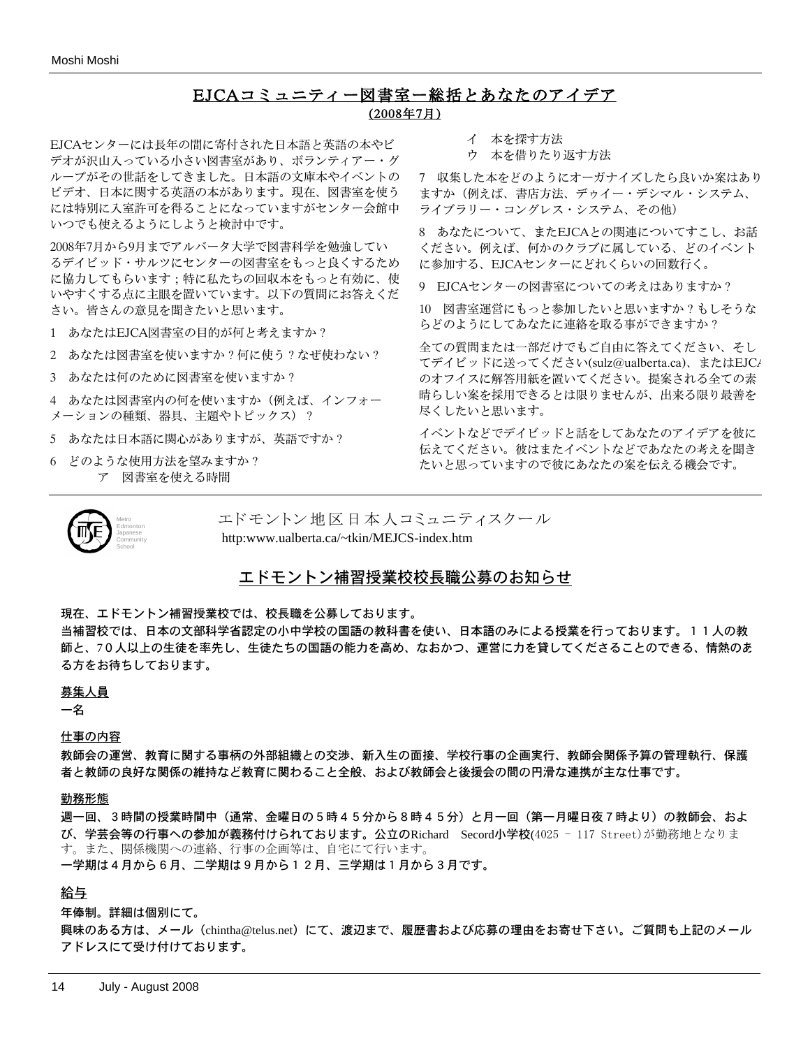## EJCAコミュニティー図書室ー総括とあなたのアイデア

**（2008年7月）**

EJCAセンターには長年の間に寄付された日本語と英語の本やビデオが沢山入っている小さい図書室があり、ボランティアー・グループがその世話をしてきました。日本語の文庫本やイベントのビデオ、日本に関する英語の本があります。現在、図書室を使うには特別に入室許可を得ることになっていますがセンター会館中いつでも使えるようにしようと検討中です。

2008年7月から9月までアルバータ大学で図書科学を勉強しているデイビッド・サルツにセンターの図書室をもっと良くするために協力してもらいます；特に私たちの回収本をもっと有効に、使いやすくする点に主眼を置いています。以下の質問にお答えください。皆さんの意見を聞きたいと思います。

1　あなたはEJCA図書室の目的が何と考えますか？

2　あなたは図書室を使いますか？何に使う？なぜ使わない？

3　あなたは何のために図書室を使いますか？

4　あなたは図書室内の何を使いますか（例えば、インフォーメーションの種類、器具、主題やトピックス）？

5　あなたは日本語に関心がありますが、英語ですか？

6　どのような使用方法を望みますか？
　ア　図書室を使える時間
　イ　本を探す方法
　ウ　本を借りたり返す方法

7　収集した本をどのようにオーガナイズしたら良いか案はありますか（例えば、書店方法、デゥイー・デシマル・システム、ライブラリー・コングレス・システム、その他）

8　あなたについて、またEJCAとの関連についてすこし、お話ください。例えば、何かのクラブに属している、どのイベントに参加する、EJCAセンターにどれくらいの回数行く。

9　EJCAセンターの図書室についての考えはありますか？

10　図書室運営にもっと参加したいと思いますか？もしそうならどのようにしてあなたに連絡を取る事ができますか？

全ての質問または一部だけでもご自由に答えてください、そしてデイビッドに送ってください(sulz@ualberta.ca)、またはEJCAのオフィスに解答用紙を置いてください。提案される全ての素晴らしい案を採用できるとは限りませんが、出来る限り最善を尽くしたいと思います。

イベントなどでデイビッドと話をしてあなたのアイデアを彼に伝えてください。彼はまたイベントなどであなたの考えを聞きたいと思っていますので彼にあなたの案を伝える機会です。

---

Metro Edmonton Japanese Community School

エドモントン地区日本人コミュニティスクール

http:www.ualberta.ca/~tkin/MEJCS-index.htm

## エドモントン補習授業校校長職公募のお知らせ

**現在、エドモントン補習授業校では、校長職を公募しております。**

**当補習校では、日本の文部科学省認定の小中学校の国語の教科書を使い、日本語のみによる授業を行っております。１１人の教師と、７０人以上の生徒を率先し、生徒たちの国語の能力を高め、なおかつ、運営に力を貸してくださることのできる、情熱のある方をお待ちしております。**

**募集人員**

**一名**

**仕事の内容**

**教師会の運営、教育に関する事柄の外部組織との交渉、新入生の面接、学校行事の企画実行、教師会関係予算の管理執行、保護者と教師の良好な関係の維持など教育に関わること全般、および教師会と後援会の間の円滑な連携が主な仕事です。**

**勤務形態**

**週一回、３時間の授業時間中（通常、金曜日の５時４５分から８時４５分）と月一回（第一月曜日夜７時より）の教師会、および、学芸会等の行事への参加が義務付けられております。公立のRichard　Secord小学校**(4025 – 117 Street)が勤務地となります。また、関係機関への連絡、行事の企画等は、自宅にて行います。

**一学期は４月から６月、二学期は９月から１２月、三学期は１月から３月です。**

**給与**

**年俸制。詳細は個別にて。**

**興味のある方は、メール（chintha@telus.net）にて、渡辺まで、履歴書および応募の理由をお寄せ下さい。ご質問も上記のメールアドレスにて受け付けております。**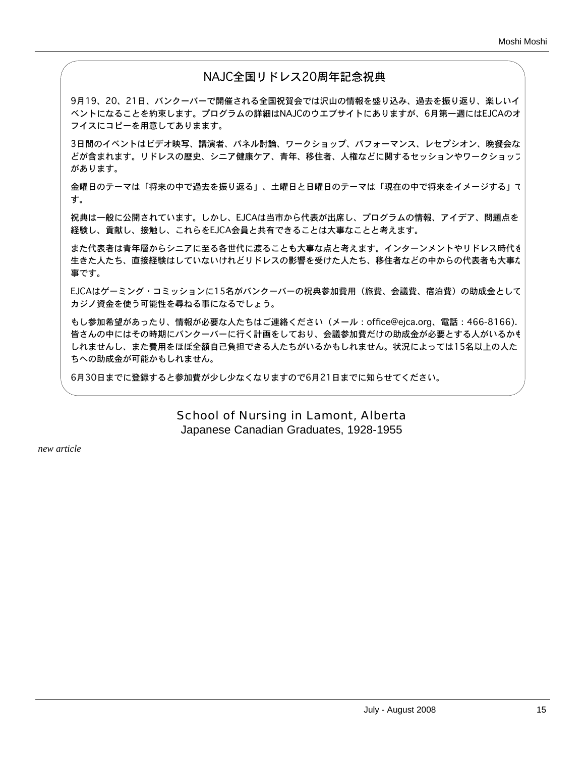## NAJC全国リドレス20周年記念祝典

9月19、20、21日、バンクーバーで開催される全国祝賀会では沢山の情報を盛り込み、過去を振り返り、楽しいイベントになることを約束します。プログラムの詳細はNAJCのウエブサイトにありますが、6月第一週にはEJCAのオフイスにコピーを用意してありまます。

3日間のイベントはビデオ映写、講演者、パネル討論、ワークショップ、パフォーマンス、レセプシオン、晩餐会などが含まれます。リドレスの歴史、シニア健康ケア、青年、移住者、人権などに関するセッションやワークショップがあります。

金曜日のテーマは「将来の中で過去を振り返る」、土曜日と日曜日のテーマは「現在の中で将来をイメージする」です。

祝典は一般に公開されています。しかし、EJCAは当市から代表が出席し、プログラムの情報、アイデア、問題点を経験し、貢献し、接触し、これらをEJCA会員と共有できることは大事なことと考えます。

また代表者は青年層からシニアに至る各世代に渡ることも大事な点と考えます。インターンメントやリドレス時代を生きた人たち、直接経験はしていないけれどリドレスの影響を受けた人たち、移住者などの中からの代表者も大事な事です。

EJCAはゲーミング・コミッションに15名がバンクーバーの祝典参加費用（旅費、会議費、宿泊費）の助成金としてカジノ資金を使う可能性を尋ねる事になるでしょう。

もし参加希望があったり、情報が必要な人たちはご連絡ください（メール：office@ejca.org、電話：466-8166). 皆さんの中にはその時期にバンクーバーに行く計画をしており、会議参加費だけの助成金が必要とする人がいるかもしれませんし、また費用をほぼ全額自己負担できる人たちがいるかもしれません。状況によっては15名以上の人たちへの助成金が可能かもしれません。

6月30日までに登録すると参加費が少し少なくなりますので6月21日までに知らせてください。

## School of Nursing in Lamont, Alberta

Japanese Canadian Graduates, 1928-1955

*new article*